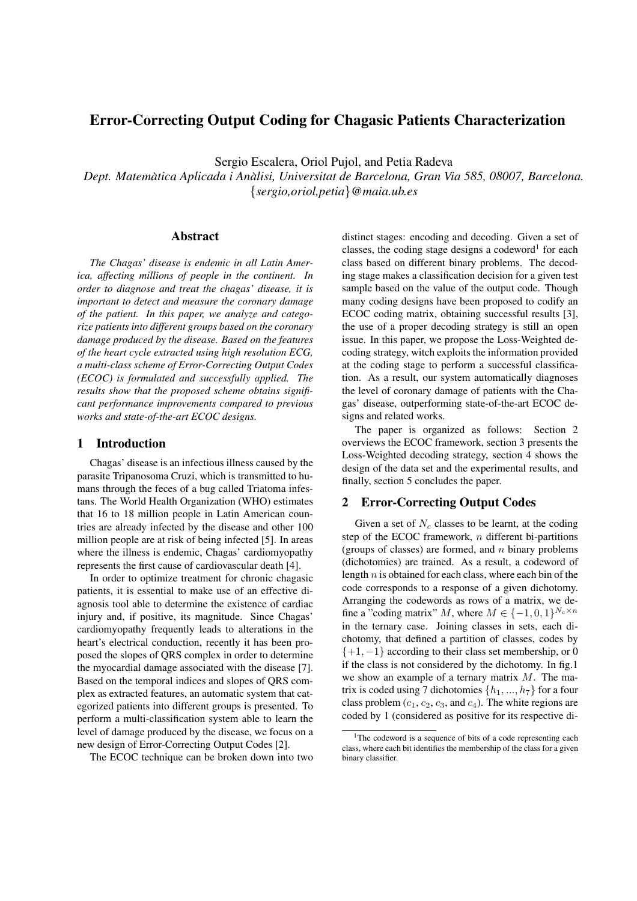# Error-Correcting Output Coding for Chagasic Patients Characterization

Sergio Escalera, Oriol Pujol, and Petia Radeva

*Dept. Matemàtica Aplicada i Anàlisi, Universitat de Barcelona, Gran Via 585, 08007, Barcelona.*
*{sergio,oriol,petia}@maia.ub.es*

## Abstract

*The Chagas' disease is endemic in all Latin America, affecting millions of people in the continent. In order to diagnose and treat the chagas' disease, it is important to detect and measure the coronary damage of the patient. In this paper, we analyze and categorize patients into different groups based on the coronary damage produced by the disease. Based on the features of the heart cycle extracted using high resolution ECG, a multi-class scheme of Error-Correcting Output Codes (ECOC) is formulated and successfully applied. The results show that the proposed scheme obtains significant performance improvements compared to previous works and state-of-the-art ECOC designs.*

## 1 Introduction

Chagas' disease is an infectious illness caused by the parasite Tripanosoma Cruzi, which is transmitted to humans through the feces of a bug called Triatoma infestans. The World Health Organization (WHO) estimates that 16 to 18 million people in Latin American countries are already infected by the disease and other 100 million people are at risk of being infected [5]. In areas where the illness is endemic, Chagas' cardiomyopathy represents the first cause of cardiovascular death [4].

In order to optimize treatment for chronic chagasic patients, it is essential to make use of an effective diagnosis tool able to determine the existence of cardiac injury and, if positive, its magnitude. Since Chagas' cardiomyopathy frequently leads to alterations in the heart's electrical conduction, recently it has been proposed the slopes of QRS complex in order to determine the myocardial damage associated with the disease [7]. Based on the temporal indices and slopes of QRS complex as extracted features, an automatic system that categorized patients into different groups is presented. To perform a multi-classification system able to learn the level of damage produced by the disease, we focus on a new design of Error-Correcting Output Codes [2].

The ECOC technique can be broken down into two distinct stages: encoding and decoding. Given a set of classes, the coding stage designs a codeword[1] for each class based on different binary problems. The decoding stage makes a classification decision for a given test sample based on the value of the output code. Though many coding designs have been proposed to codify an ECOC coding matrix, obtaining successful results [3], the use of a proper decoding strategy is still an open issue. In this paper, we propose the Loss-Weighted decoding strategy, witch exploits the information provided at the coding stage to perform a successful classification. As a result, our system automatically diagnoses the level of coronary damage of patients with the Chagas' disease, outperforming state-of-the-art ECOC designs and related works.

The paper is organized as follows: Section 2 overviews the ECOC framework, section 3 presents the Loss-Weighted decoding strategy, section 4 shows the design of the data set and the experimental results, and finally, section 5 concludes the paper.

## 2 Error-Correcting Output Codes

Given a set of $N_c$ classes to be learnt, at the coding step of the ECOC framework, $n$ different bi-partitions (groups of classes) are formed, and $n$ binary problems (dichotomies) are trained. As a result, a codeword of length $n$ is obtained for each class, where each bin of the code corresponds to a response of a given dichotomy. Arranging the codewords as rows of a matrix, we define a "coding matrix" $M$, where $M \in \{-1, 0, 1\}^{N_c \times n}$ in the ternary case. Joining classes in sets, each dichotomy, that defined a partition of classes, codes by $\{+1, -1\}$ according to their class set membership, or 0 if the class is not considered by the dichotomy. In fig.1 we show an example of a ternary matrix $M$. The matrix is coded using 7 dichotomies $\{h_1, ..., h_7\}$ for a four class problem ($c_1$, $c_2$, $c_3$, and $c_4$). The white regions are coded by 1 (considered as positive for its respective di-

[1] The codeword is a sequence of bits of a code representing each class, where each bit identifies the membership of the class for a given binary classifier.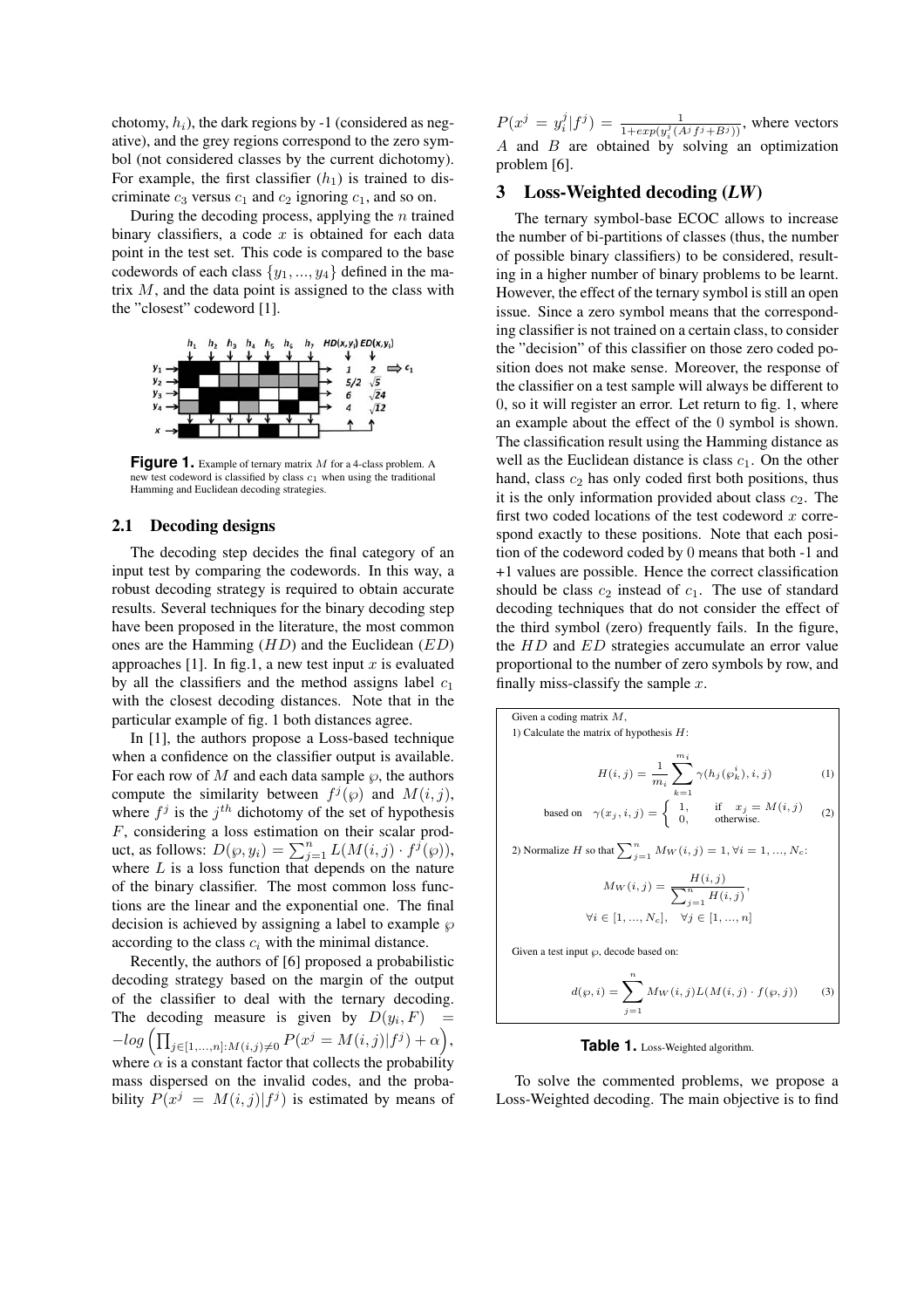chotomy, $h_i$), the dark regions by -1 (considered as negative), and the grey regions correspond to the zero symbol (not considered classes by the current dichotomy). For example, the first classifier ($h_1$) is trained to discriminate $c_3$ versus $c_1$ and $c_2$ ignoring $c_1$, and so on.

During the decoding process, applying the $n$ trained binary classifiers, a code $x$ is obtained for each data point in the test set. This code is compared to the base codewords of each class $\{y_1, ..., y_4\}$ defined in the matrix $M$, and the data point is assigned to the class with the "closest" codeword [1].

**Figure 1.** Example of ternary matrix $M$ for a 4-class problem. A new test codeword is classified by class $c_1$ when using the traditional Hamming and Euclidean decoding strategies.

### 2.1 Decoding designs

The decoding step decides the final category of an input test by comparing the codewords. In this way, a robust decoding strategy is required to obtain accurate results. Several techniques for the binary decoding step have been proposed in the literature, the most common ones are the Hamming ($HD$) and the Euclidean ($ED$) approaches [1]. In fig.1, a new test input $x$ is evaluated by all the classifiers and the method assigns label $c_1$ with the closest decoding distances. Note that in the particular example of fig. 1 both distances agree.

In [1], the authors propose a Loss-based technique when a confidence on the classifier output is available. For each row of $M$ and each data sample $\wp$, the authors compute the similarity between $f^j(\wp)$ and $M(i,j)$, where $f^j$ is the $j^{th}$ dichotomy of the set of hypothesis $F$, considering a loss estimation on their scalar product, as follows: $D(\wp, y_i) = \sum_{j=1}^{n} L(M(i,j) \cdot f^j(\wp))$, where $L$ is a loss function that depends on the nature of the binary classifier. The most common loss functions are the linear and the exponential one. The final decision is achieved by assigning a label to example $\wp$ according to the class $c_i$ with the minimal distance.

Recently, the authors of [6] proposed a probabilistic decoding strategy based on the margin of the output of the classifier to deal with the ternary decoding. The decoding measure is given by $D(y_i, F) = -log\left(\prod_{j \in [1,...,n]:M(i,j)\neq 0} P(x^j = M(i,j)|f^j) + \alpha\right)$, where $\alpha$ is a constant factor that collects the probability mass dispersed on the invalid codes, and the probability $P(x^j = M(i,j)|f^j)$ is estimated by means of $P(x^j = y_i^j|f^j) = \frac{1}{1+exp(y_i^j(A^j f^j + B^j))}$, where vectors $A$ and $B$ are obtained by solving an optimization problem [6].

## 3 Loss-Weighted decoding (*LW*)

The ternary symbol-base ECOC allows to increase the number of bi-partitions of classes (thus, the number of possible binary classifiers) to be considered, resulting in a higher number of binary problems to be learnt. However, the effect of the ternary symbol is still an open issue. Since a zero symbol means that the corresponding classifier is not trained on a certain class, to consider the "decision" of this classifier on those zero coded position does not make sense. Moreover, the response of the classifier on a test sample will always be different to 0, so it will register an error. Let return to fig. 1, where an example about the effect of the 0 symbol is shown. The classification result using the Hamming distance as well as the Euclidean distance is class $c_1$. On the other hand, class $c_2$ has only coded first both positions, thus it is the only information provided about class $c_2$. The first two coded locations of the test codeword $x$ correspond exactly to these positions. Note that each position of the codeword coded by 0 means that both -1 and +1 values are possible. Hence the correct classification should be class $c_2$ instead of $c_1$. The use of standard decoding techniques that do not consider the effect of the third symbol (zero) frequently fails. In the figure, the $HD$ and $ED$ strategies accumulate an error value proportional to the number of zero symbols by row, and finally miss-classify the sample $x$.

Given a coding matrix $M$,

1) Calculate the matrix of hypothesis $H$:

$$H(i,j) = \frac{1}{m_i} \sum_{k=1}^{m_i} \gamma(h_j(\wp_k^i), i, j) \quad (1)$$

$$\text{based on} \quad \gamma(x_j, i, j) = \begin{cases} 1, & \text{if} \quad x_j = M(i,j) \\ 0, & \text{otherwise.} \end{cases} \quad (2)$$

2) Normalize $H$ so that $\sum_{j=1}^{n} M_W(i,j) = 1, \forall i = 1, ..., N_c$:

$$M_W(i,j) = \frac{H(i,j)}{\sum_{j=1}^{n} H(i,j)},$$

$$\forall i \in [1, ..., N_c], \quad \forall j \in [1, ..., n]$$

Given a test input $\wp$, decode based on:

$$d(\wp, i) = \sum_{j=1}^{n} M_W(i,j) L(M(i,j) \cdot f(\wp, j)) \quad (3)$$

**Table 1.** Loss-Weighted algorithm.

To solve the commented problems, we propose a Loss-Weighted decoding. The main objective is to find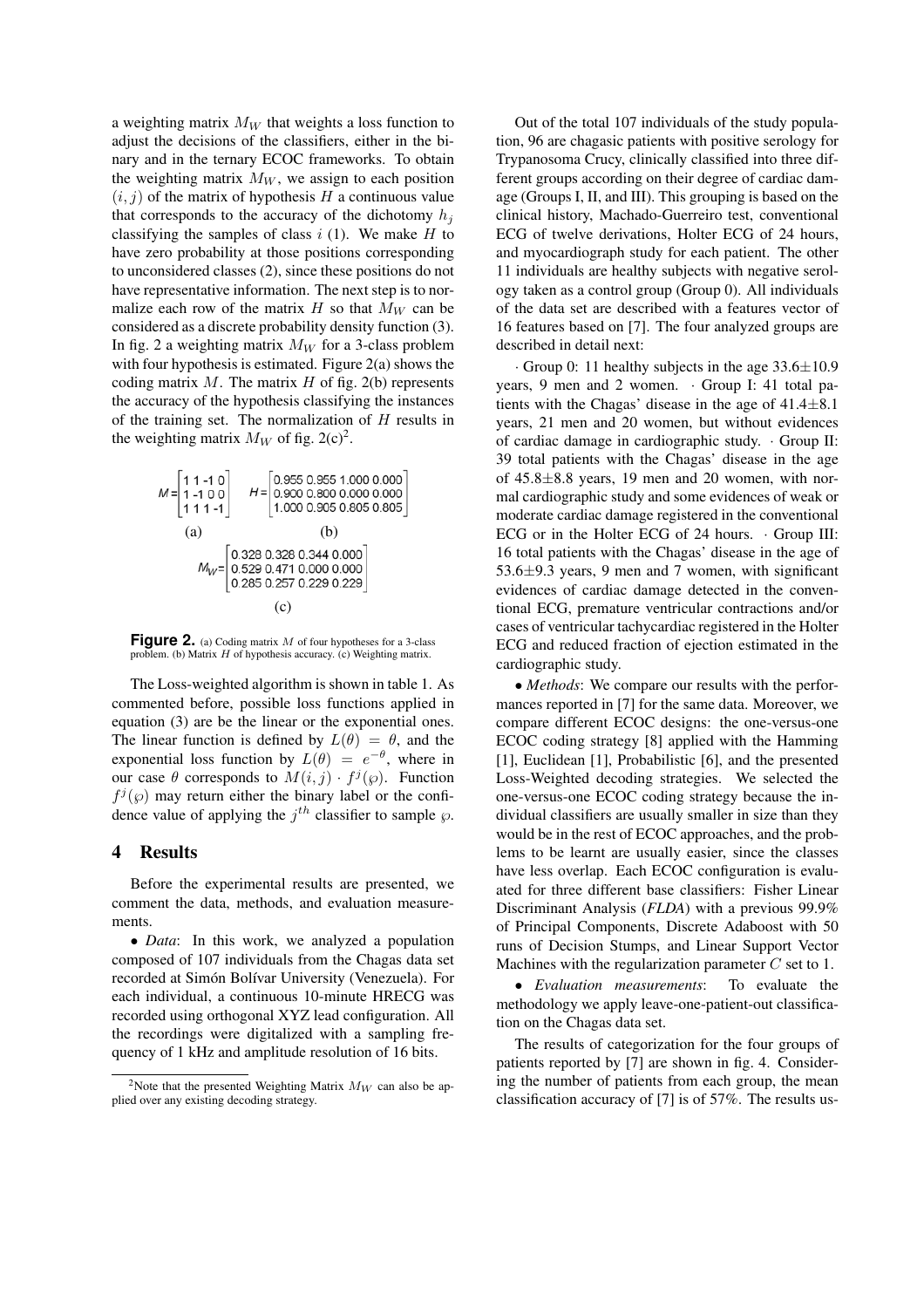a weighting matrix $M_W$ that weights a loss function to adjust the decisions of the classifiers, either in the binary and in the ternary ECOC frameworks. To obtain the weighting matrix $M_W$, we assign to each position $(i, j)$ of the matrix of hypothesis $H$ a continuous value that corresponds to the accuracy of the dichotomy $h_j$ classifying the samples of class $i$ (1). We make $H$ to have zero probability at those positions corresponding to unconsidered classes (2), since these positions do not have representative information. The next step is to normalize each row of the matrix $H$ so that $M_W$ can be considered as a discrete probability density function (3). In fig. 2 a weighting matrix $M_W$ for a 3-class problem with four hypothesis is estimated. Figure 2(a) shows the coding matrix $M$. The matrix $H$ of fig. 2(b) represents the accuracy of the hypothesis classifying the instances of the training set. The normalization of $H$ results in the weighting matrix $M_W$ of fig. 2(c)[2].

$$M = \begin{bmatrix} 1 & 1 & -1 & 0 \\ 1 & -1 & 0 & 0 \\ 1 & 1 & 1 & -1 \end{bmatrix} \qquad H = \begin{bmatrix} 0.955 & 0.955 & 1.000 & 0.000 \\ 0.900 & 0.800 & 0.000 & 0.000 \\ 1.000 & 0.905 & 0.805 & 0.805 \end{bmatrix}$$

(a) (b)

$$M_W = \begin{bmatrix} 0.328 & 0.328 & 0.344 & 0.000 \\ 0.529 & 0.471 & 0.000 & 0.000 \\ 0.285 & 0.257 & 0.229 & 0.229 \end{bmatrix}$$

(c)

**Figure 2.** (a) Coding matrix $M$ of four hypotheses for a 3-class problem. (b) Matrix $H$ of hypothesis accuracy. (c) Weighting matrix.

The Loss-weighted algorithm is shown in table 1. As commented before, possible loss functions applied in equation (3) are be the linear or the exponential ones. The linear function is defined by $L(\theta) = \theta$, and the exponential loss function by $L(\theta) = e^{-\theta}$, where in our case $\theta$ corresponds to $M(i, j) \cdot f^j(\wp)$. Function $f^j(\wp)$ may return either the binary label or the confidence value of applying the $j^{th}$ classifier to sample $\wp$.

## 4 Results

Before the experimental results are presented, we comment the data, methods, and evaluation measurements.

• *Data*: In this work, we analyzed a population composed of 107 individuals from the Chagas data set recorded at Simón Bolívar University (Venezuela). For each individual, a continuous 10-minute HRECG was recorded using orthogonal XYZ lead configuration. All the recordings were digitalized with a sampling frequency of 1 kHz and amplitude resolution of 16 bits.

Out of the total 107 individuals of the study population, 96 are chagasic patients with positive serology for Trypanosoma Crucy, clinically classified into three different groups according on their degree of cardiac damage (Groups I, II, and III). This grouping is based on the clinical history, Machado-Guerreiro test, conventional ECG of twelve derivations, Holter ECG of 24 hours, and myocardiograph study for each patient. The other 11 individuals are healthy subjects with negative serology taken as a control group (Group 0). All individuals of the data set are described with a features vector of 16 features based on [7]. The four analyzed groups are described in detail next:

· Group 0: 11 healthy subjects in the age 33.6±10.9 years, 9 men and 2 women. · Group I: 41 total patients with the Chagas' disease in the age of 41.4±8.1 years, 21 men and 20 women, but without evidences of cardiac damage in cardiographic study. · Group II: 39 total patients with the Chagas' disease in the age of 45.8±8.8 years, 19 men and 20 women, with normal cardiographic study and some evidences of weak or moderate cardiac damage registered in the conventional ECG or in the Holter ECG of 24 hours. · Group III: 16 total patients with the Chagas' disease in the age of 53.6±9.3 years, 9 men and 7 women, with significant evidences of cardiac damage detected in the conventional ECG, premature ventricular contractions and/or cases of ventricular tachycardiac registered in the Holter ECG and reduced fraction of ejection estimated in the cardiographic study.

• *Methods*: We compare our results with the performances reported in [7] for the same data. Moreover, we compare different ECOC designs: the one-versus-one ECOC coding strategy [8] applied with the Hamming [1], Euclidean [1], Probabilistic [6], and the presented Loss-Weighted decoding strategies. We selected the one-versus-one ECOC coding strategy because the individual classifiers are usually smaller in size than they would be in the rest of ECOC approaches, and the problems to be learnt are usually easier, since the classes have less overlap. Each ECOC configuration is evaluated for three different base classifiers: Fisher Linear Discriminant Analysis (*FLDA*) with a previous 99.9% of Principal Components, Discrete Adaboost with 50 runs of Decision Stumps, and Linear Support Vector Machines with the regularization parameter $C$ set to 1.

• *Evaluation measurements*: To evaluate the methodology we apply leave-one-patient-out classification on the Chagas data set.

The results of categorization for the four groups of patients reported by [7] are shown in fig. 4. Considering the number of patients from each group, the mean classification accuracy of [7] is of 57%. The results us-

[2] Note that the presented Weighting Matrix $M_W$ can also be applied over any existing decoding strategy.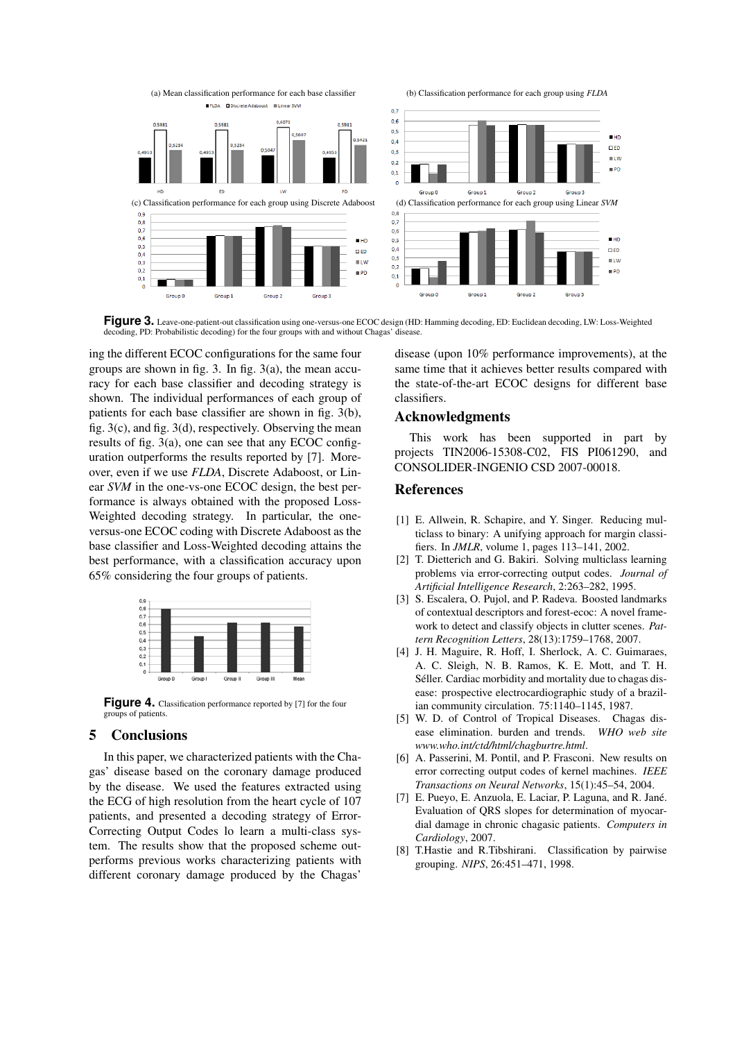(a) Mean classification performance for each base classifier

FLDA Discrete Adaboost Linear SVM

0,4953 0,5981 0,5234 0,4953 0,5981 0,5234 0,5047 0,6075 0,5607 0,4953 0,5981 0,5421

HD ED LW PD

(b) Classification performance for each group using *FLDA*

0,7 0,6 0,5 0,4 0,3 0,2 0,1 0

Group 0 Group 1 Group 2 Group 3

HD ED LW PD

(c) Classification performance for each group using Discrete Adaboost

0,9 0,8 0,7 0,6 0,5 0,4 0,3 0,2 0,1 0

Group 0 Group 1 Group 2 Group 3

HD ED LW PD

(d) Classification performance for each group using Linear *SVM*

0,8 0,7 0,6 0,5 0,4 0,3 0,2 0,1 0

Group 0 Group 1 Group 2 Group 3

HD ED LW PD

**Figure 3.** Leave-one-patient-out classification using one-versus-one ECOC design (HD: Hamming decoding, ED: Euclidean decoding, LW: Loss-Weighted decoding, PD: Probabilistic decoding) for the four groups with and without Chagas' disease.

ing the different ECOC configurations for the same four groups are shown in fig. 3. In fig. 3(a), the mean accuracy for each base classifier and decoding strategy is shown. The individual performances of each group of patients for each base classifier are shown in fig. 3(b), fig. 3(c), and fig. 3(d), respectively. Observing the mean results of fig. 3(a), one can see that any ECOC configuration outperforms the results reported by [7]. Moreover, even if we use *FLDA*, Discrete Adaboost, or Linear *SVM* in the one-vs-one ECOC design, the best performance is always obtained with the proposed Loss-Weighted decoding strategy. In particular, the one-versus-one ECOC coding with Discrete Adaboost as the base classifier and Loss-Weighted decoding attains the best performance, with a classification accuracy upon 65% considering the four groups of patients.

0,9 0,8 0,7 0,6 0,5 0,4 0,3 0,2 0,1 0

Group 0 Group I Group II Group III Mean

**Figure 4.** Classification performance reported by [7] for the four groups of patients.

## 5 Conclusions

In this paper, we characterized patients with the Chagas' disease based on the coronary damage produced by the disease. We used the features extracted using the ECG of high resolution from the heart cycle of 107 patients, and presented a decoding strategy of Error-Correcting Output Codes lo learn a multi-class system. The results show that the proposed scheme outperforms previous works characterizing patients with different coronary damage produced by the Chagas' disease (upon 10% performance improvements), at the same time that it achieves better results compared with the state-of-the-art ECOC designs for different base classifiers.

## Acknowledgments

This work has been supported in part by projects TIN2006-15308-C02, FIS PI061290, and CONSOLIDER-INGENIO CSD 2007-00018.

## References

[1] E. Allwein, R. Schapire, and Y. Singer. Reducing multiclass to binary: A unifying approach for margin classifiers. In *JMLR*, volume 1, pages 113–141, 2002.

[2] T. Dietterich and G. Bakiri. Solving multiclass learning problems via error-correcting output codes. *Journal of Artificial Intelligence Research*, 2:263–282, 1995.

[3] S. Escalera, O. Pujol, and P. Radeva. Boosted landmarks of contextual descriptors and forest-ecoc: A novel framework to detect and classify objects in clutter scenes. *Pattern Recognition Letters*, 28(13):1759–1768, 2007.

[4] J. H. Maguire, R. Hoff, I. Sherlock, A. C. Guimaraes, A. C. Sleigh, N. B. Ramos, K. E. Mott, and T. H. Séller. Cardiac morbidity and mortality due to chagas disease: prospective electrocardiographic study of a brazilian community circulation. 75:1140–1145, 1987.

[5] W. D. of Control of Tropical Diseases. Chagas disease elimination. burden and trends. *WHO web site www.who.int/ctd/html/chagburtre.html*.

[6] A. Passerini, M. Pontil, and P. Frasconi. New results on error correcting output codes of kernel machines. *IEEE Transactions on Neural Networks*, 15(1):45–54, 2004.

[7] E. Pueyo, E. Anzuola, E. Laciar, P. Laguna, and R. Jané. Evaluation of QRS slopes for determination of myocardial damage in chronic chagasic patients. *Computers in Cardiology*, 2007.

[8] T.Hastie and R.Tibshirani. Classification by pairwise grouping. *NIPS*, 26:451–471, 1998.